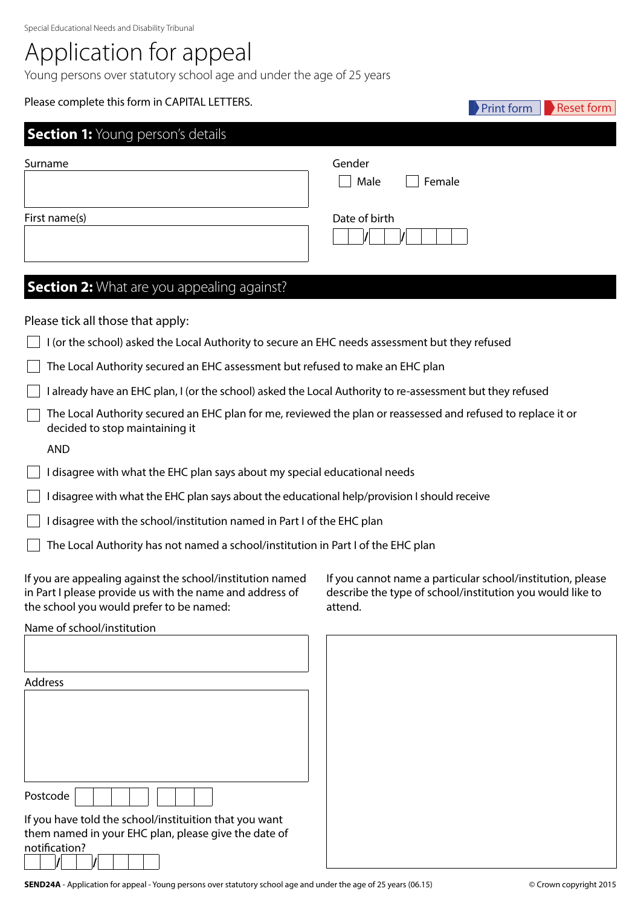Special Educational Needs and Disability Tribunal

# Application for appeal

Young persons over statutory school age and under the age of 25 years

Please complete this form in CAPITAL LETTERS.

Print form | Reset form

## Section 1: Young person's details

Surname

First name(s)

Gender

☐ Male ☐ Female

Date of birth

__ __ / __ __ / __ __ __ __

## Section 2: What are you appealing against?

Please tick all those that apply:

☐ I (or the school) asked the Local Authority to secure an EHC needs assessment but they refused

☐ The Local Authority secured an EHC assessment but refused to make an EHC plan

☐ I already have an EHC plan, I (or the school) asked the Local Authority to re-assessment but they refused

☐ The Local Authority secured an EHC plan for me, reviewed the plan or reassessed and refused to replace it or decided to stop maintaining it

AND

☐ I disagree with what the EHC plan says about my special educational needs

☐ I disagree with what the EHC plan says about the educational help/provision I should receive

☐ I disagree with the school/institution named in Part I of the EHC plan

☐ The Local Authority has not named a school/institution in Part I of the EHC plan

If you are appealing against the school/institution named in Part I please provide us with the name and address of the school you would prefer to be named:

Name of school/institution

Address

Postcode

If you have told the school/instituition that you want them named in your EHC plan, please give the date of notification?

__ __ / __ __ / __ __ __ __

If you cannot name a particular school/institution, please describe the type of school/institution you would like to attend.

SEND24A - Application for appeal - Young persons over statutory school age and under the age of 25 years (06.15) © Crown copyright 2015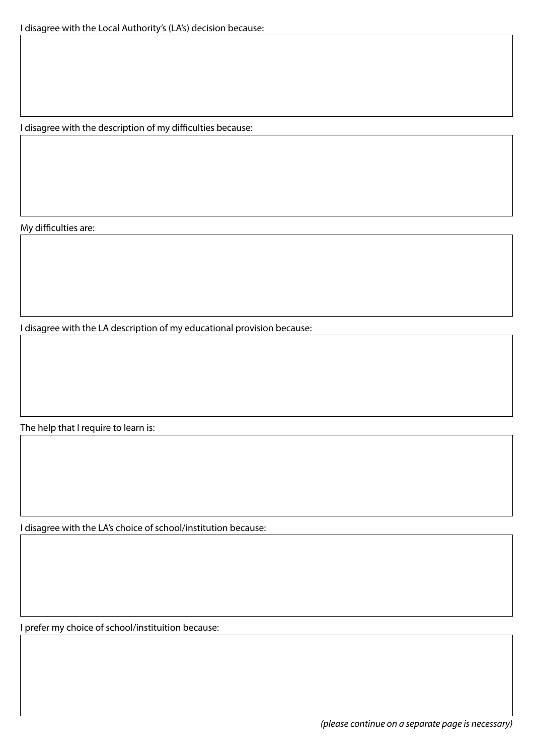I disagree with the Local Authority's (LA's) decision because:

I disagree with the description of my difficulties because:

My difficulties are:

I disagree with the LA description of my educational provision because:

The help that I require to learn is:

I disagree with the LA's choice of school/institution because:

I prefer my choice of school/instituition because:

*(please continue on a separate page is necessary)*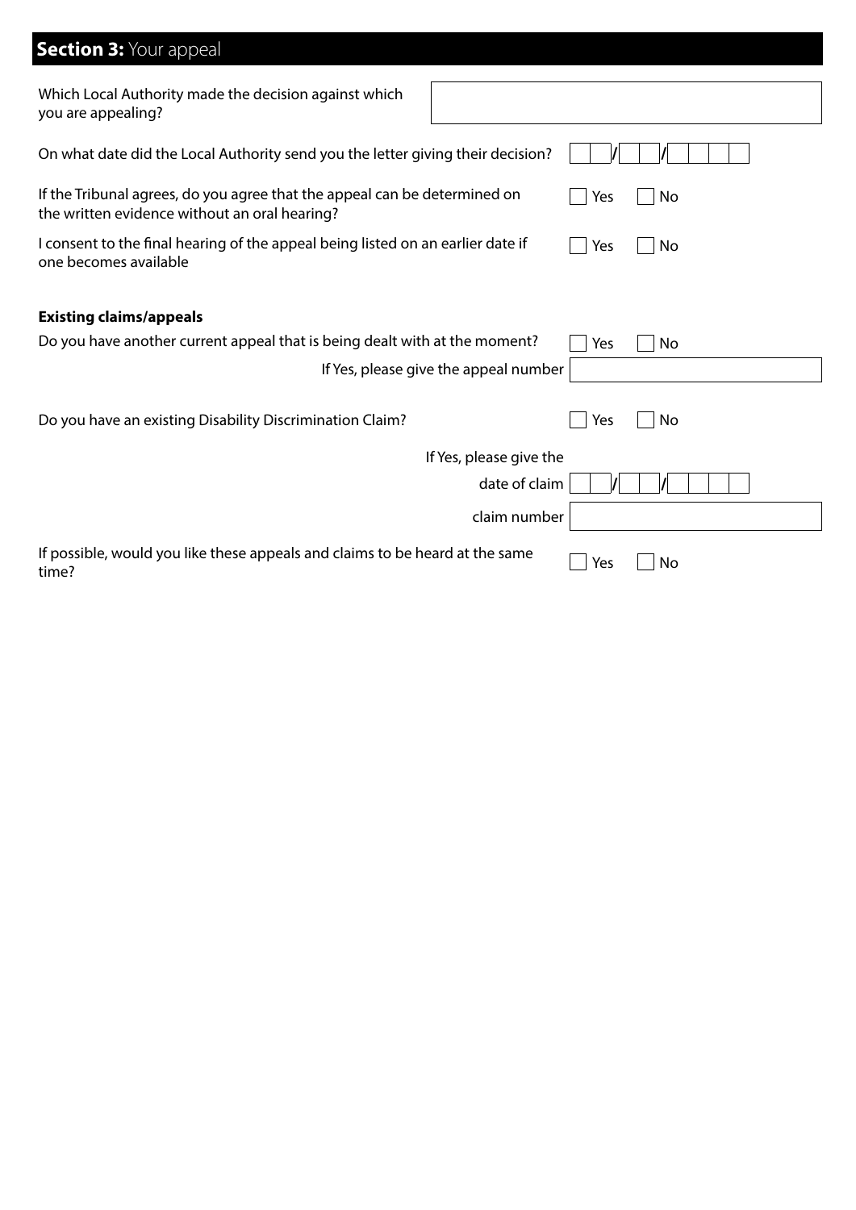## Section 3: Your appeal

Which Local Authority made the decision against which you are appealing?

On what date did the Local Authority send you the letter giving their decision? __ __ / __ __ / __ __ __ __

If the Tribunal agrees, do you agree that the appeal can be determined on the written evidence without an oral hearing? ☐ Yes ☐ No

I consent to the final hearing of the appeal being listed on an earlier date if one becomes available ☐ Yes ☐ No

**Existing claims/appeals**

Do you have another current appeal that is being dealt with at the moment? ☐ Yes ☐ No

If Yes, please give the appeal number

Do you have an existing Disability Discrimination Claim? ☐ Yes ☐ No

If Yes, please give the

date of claim __ __ / __ __ / __ __ __ __

claim number

If possible, would you like these appeals and claims to be heard at the same time? ☐ Yes ☐ No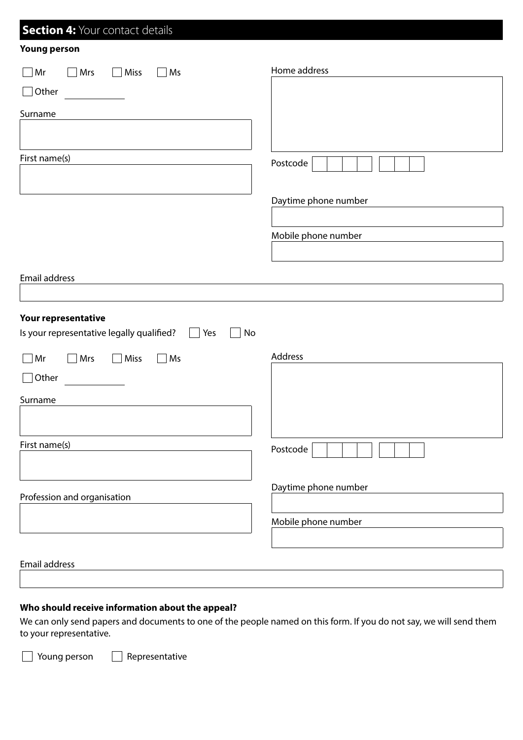## **Section 4:** Your contact details

**Young person**

☐ Mr ☐ Mrs ☐ Miss ☐ Ms

☐ Other \_\_\_\_\_\_\_\_\_\_

Surname

First name(s)

Home address

Postcode

Daytime phone number

Mobile phone number

Email address

**Your representative**

Is your representative legally qualified? ☐ Yes ☐ No

☐ Mr ☐ Mrs ☐ Miss ☐ Ms

☐ Other \_\_\_\_\_\_\_\_\_\_

Surname

First name(s)

Profession and organisation

Address

Postcode

Daytime phone number

Mobile phone number

Email address

**Who should receive information about the appeal?**

We can only send papers and documents to one of the people named on this form. If you do not say, we will send them to your representative.

☐ Young person ☐ Representative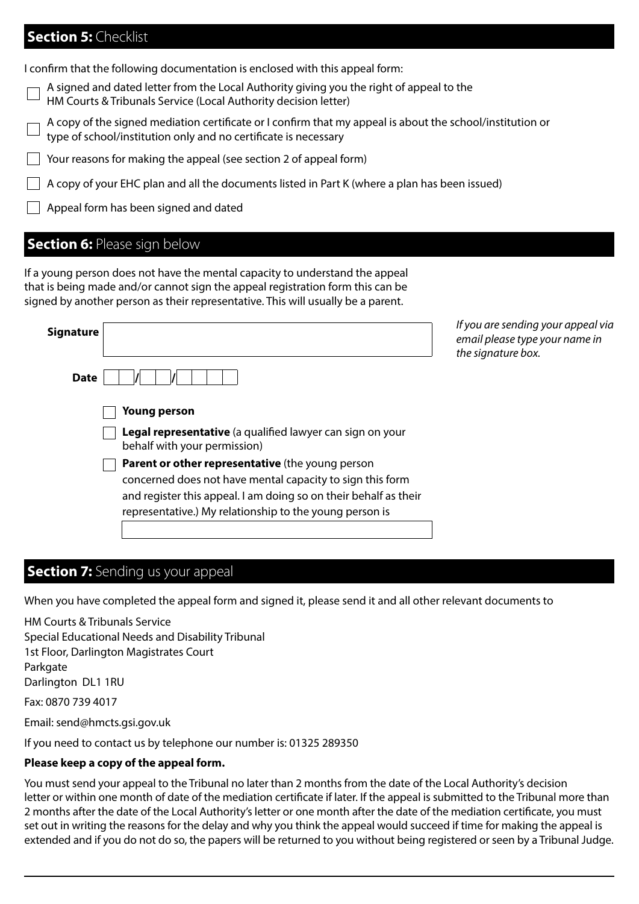## **Section 5:** Checklist

I confirm that the following documentation is enclosed with this appeal form:

- ☐ A signed and dated letter from the Local Authority giving you the right of appeal to the HM Courts & Tribunals Service (Local Authority decision letter)
- ☐ A copy of the signed mediation certificate or I confirm that my appeal is about the school/institution or type of school/institution only and no certificate is necessary
- ☐ Your reasons for making the appeal (see section 2 of appeal form)
- ☐ A copy of your EHC plan and all the documents listed in Part K (where a plan has been issued)
- ☐ Appeal form has been signed and dated

## **Section 6:** Please sign below

If a young person does not have the mental capacity to understand the appeal that is being made and/or cannot sign the appeal registration form this can be signed by another person as their representative. This will usually be a parent.

**Signature** ____________________

*If you are sending your appeal via email please type your name in the signature box.*

**Date** __ __ / __ __ / __ __ __ __

- ☐ **Young person**
- ☐ **Legal representative** (a qualified lawyer can sign on your behalf with your permission)
- ☐ **Parent or other representative** (the young person concerned does not have mental capacity to sign this form and register this appeal. I am doing so on their behalf as their representative.) My relationship to the young person is ____________________

## **Section 7:** Sending us your appeal

When you have completed the appeal form and signed it, please send it and all other relevant documents to

HM Courts & Tribunals Service
Special Educational Needs and Disability Tribunal
1st Floor, Darlington Magistrates Court
Parkgate
Darlington DL1 1RU

Fax: 0870 739 4017

Email: send@hmcts.gsi.gov.uk

If you need to contact us by telephone our number is: 01325 289350

**Please keep a copy of the appeal form.**

You must send your appeal to the Tribunal no later than 2 months from the date of the Local Authority's decision letter or within one month of date of the mediation certificate if later. If the appeal is submitted to the Tribunal more than 2 months after the date of the Local Authority's letter or one month after the date of the mediation certificate, you must set out in writing the reasons for the delay and why you think the appeal would succeed if time for making the appeal is extended and if you do not do so, the papers will be returned to you without being registered or seen by a Tribunal Judge.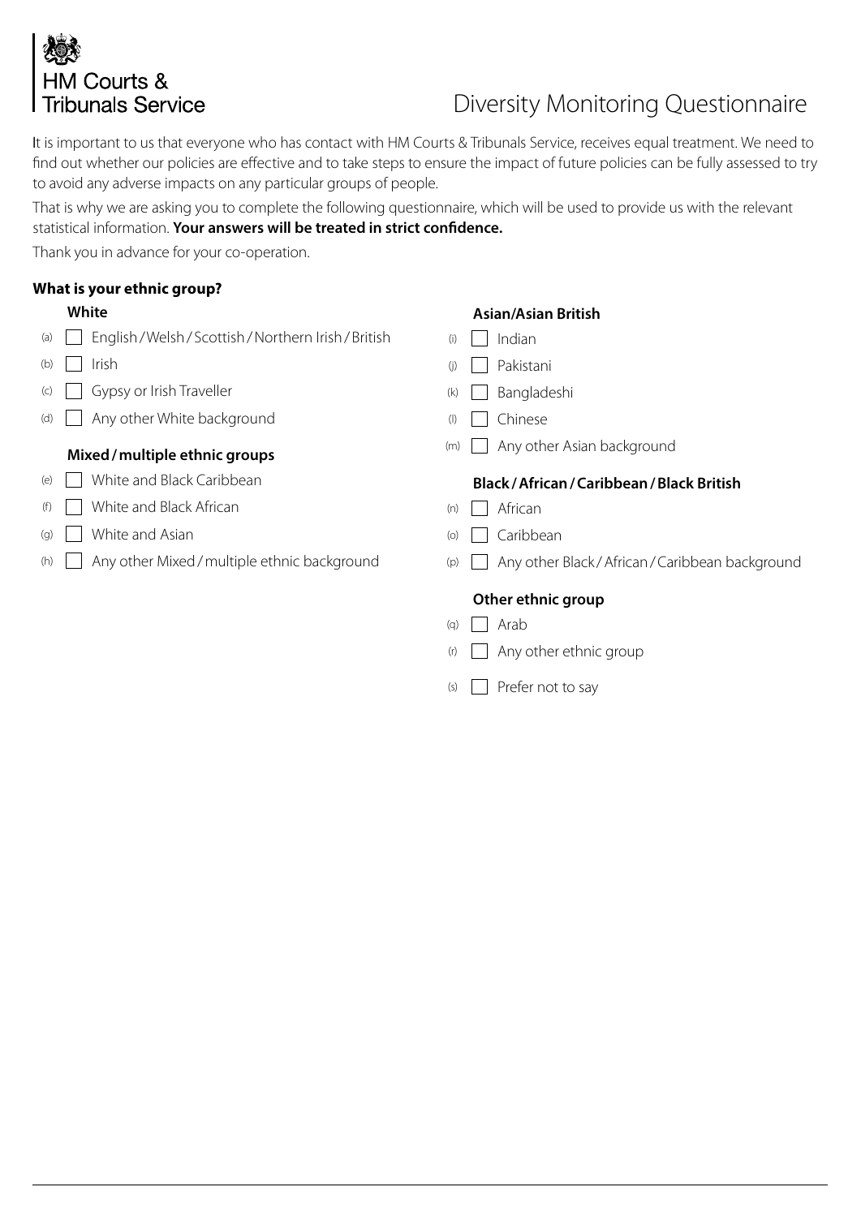HM Courts & Tribunals Service

# Diversity Monitoring Questionnaire

It is important to us that everyone who has contact with HM Courts & Tribunals Service, receives equal treatment. We need to find out whether our policies are effective and to take steps to ensure the impact of future policies can be fully assessed to try to avoid any adverse impacts on any particular groups of people.

That is why we are asking you to complete the following questionnaire, which will be used to provide us with the relevant statistical information. **Your answers will be treated in strict confidence.**

Thank you in advance for your co-operation.

**What is your ethnic group?**

**White**

- (a) ☐ English / Welsh / Scottish / Northern Irish / British
- (b) ☐ Irish
- (c) ☐ Gypsy or Irish Traveller
- (d) ☐ Any other White background

**Mixed / multiple ethnic groups**

- (e) ☐ White and Black Caribbean
- (f) ☐ White and Black African
- (g) ☐ White and Asian
- (h) ☐ Any other Mixed / multiple ethnic background

**Asian/Asian British**

- (i) ☐ Indian
- (j) ☐ Pakistani
- (k) ☐ Bangladeshi
- (l) ☐ Chinese
- (m) ☐ Any other Asian background

**Black / African / Caribbean / Black British**

- (n) ☐ African
- (o) ☐ Caribbean
- (p) ☐ Any other Black / African / Caribbean background

**Other ethnic group**

- (q) ☐ Arab
- (r) ☐ Any other ethnic group

- (s) ☐ Prefer not to say